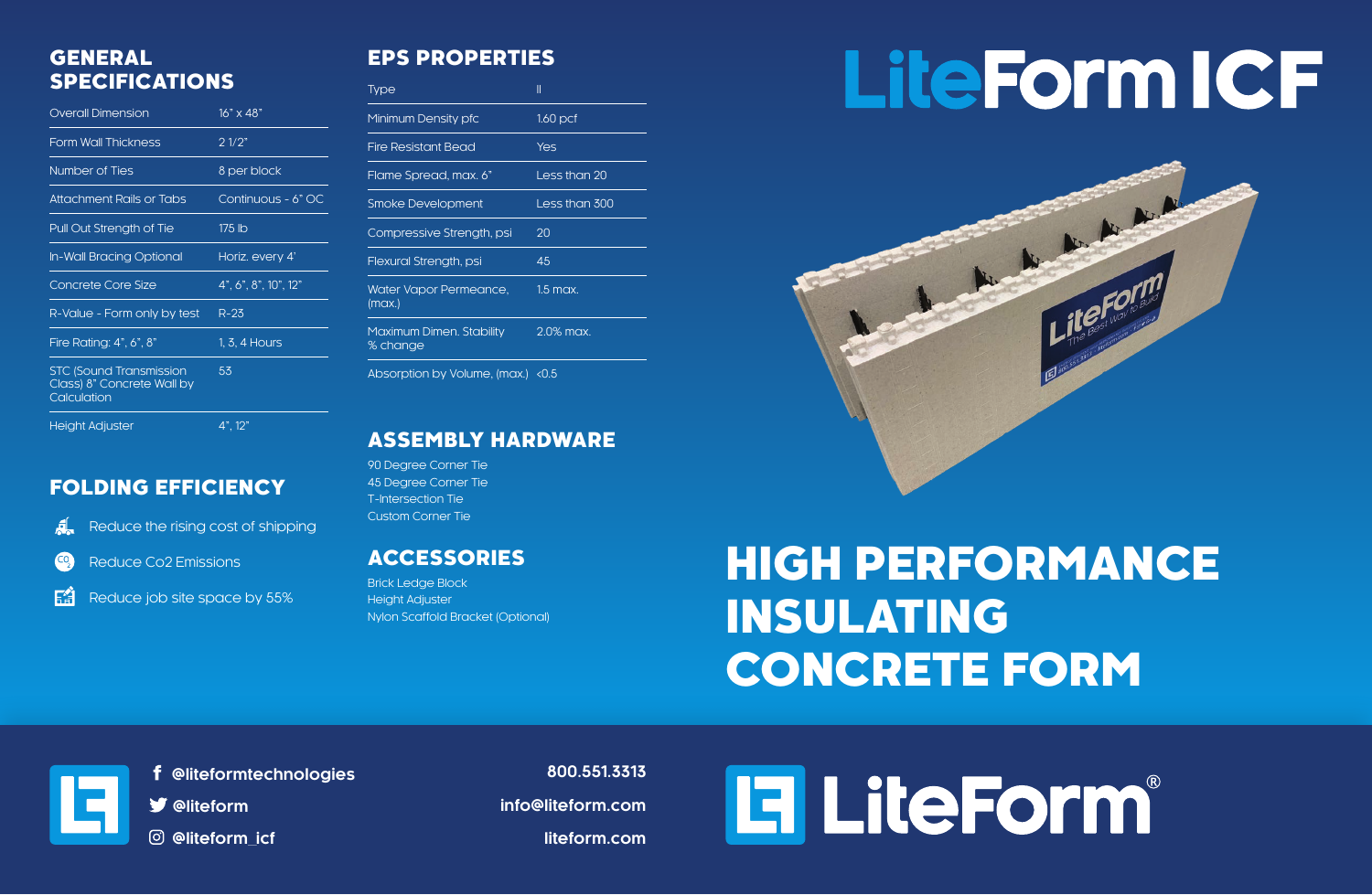# LiteForm ICF

# HIGH PERFORMANCE INSULATING CONCRETE FORM

## GENERAL SPECIFICATIONS

| Specification | Value |
|---|---|
| Overall Dimension | 16" x 48" |
| Form Wall Thickness | 2 1/2" |
| Number of Ties | 8 per block |
| Attachment Rails or Tabs | Continuous - 6" OC |
| Pull Out Strength of Tie | 175 lb |
| In-Wall Bracing Optional | Horiz. every 4' |
| Concrete Core Size | 4", 6", 8", 10", 12" |
| R-Value - Form only by test | R-23 |
| Fire Rating: 4", 6", 8" | 1, 3, 4 Hours |
| STC (Sound Transmission Class) 8" Concrete Wall by Calculation | 53 |
| Height Adjuster | 4", 12" |

## FOLDING EFFICIENCY

- Reduce the rising cost of shipping
- Reduce Co2 Emissions
- Reduce job site space by 55%

## EPS PROPERTIES

| Property | Value |
|---|---|
| Type | II |
| Minimum Density pfc | 1.60 pcf |
| Fire Resistant Bead | Yes |
| Flame Spread, max. 6" | Less than 20 |
| Smoke Development | Less than 300 |
| Compressive Strength, psi | 20 |
| Flexural Strength, psi | 45 |
| Water Vapor Permeance, (max.) | 1.5 max. |
| Maximum Dimen. Stability % change | 2.0% max. |
| Absorption by Volume, (max.) | <0.5 |

## ASSEMBLY HARDWARE

90 Degree Corner Tie
45 Degree Corner Tie
T-Intersection Tie
Custom Corner Tie

## ACCESSORIES

Brick Ledge Block
Height Adjuster
Nylon Scaffold Bracket (Optional)

---

@liteformtechnologies
@liteform
@liteform_icf

800.551.3313
info@liteform.com
liteform.com

LiteForm®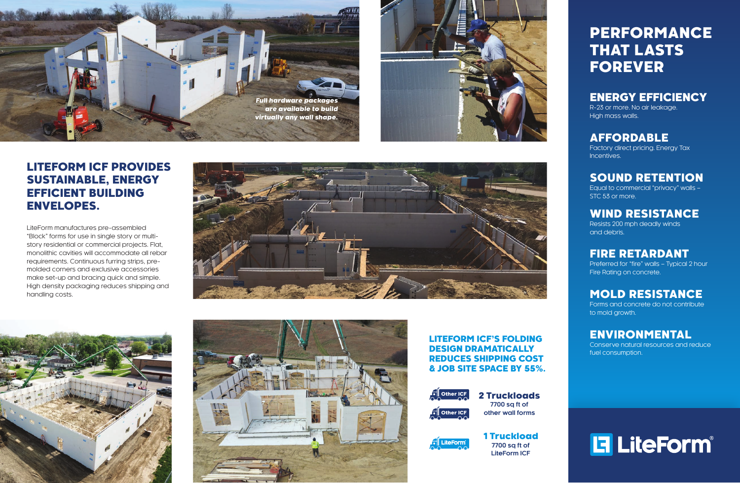*Full hardware packages are available to build virtually any wall shape.*

## LITEFORM ICF PROVIDES SUSTAINABLE, ENERGY EFFICIENT BUILDING ENVELOPES.

LiteForm manufactures pre-assembled "Block" forms for use in single story or multi-story residential or commercial projects. Flat, monolithic cavities will accommodate all rebar requirements. Continuous furring strips, pre-molded corners and exclusive accessories make set-up and bracing quick and simple. High density packaging reduces shipping and handling costs.

### LITEFORM ICF'S FOLDING DESIGN DRAMATICALLY REDUCES SHIPPING COST & JOB SITE SPACE BY 55%.

Other ICF
Other ICF

**2 Truckloads**
7700 sq ft of other wall forms

LiteForm

**1 Truckload**
7700 sq ft of LiteForm ICF

# PERFORMANCE THAT LASTS FOREVER

## ENERGY EFFICIENCY
R-23 or more. No air leakage. High mass walls.

## AFFORDABLE
Factory direct pricing. Energy Tax Incentives.

## SOUND RETENTION
Equal to commercial "privacy" walls – STC 53 or more.

## WIND RESISTANCE
Resists 200 mph deadly winds and debris.

## FIRE RETARDANT
Preferred for "fire" walls – Typical 2 hour Fire Rating on concrete.

## MOLD RESISTANCE
Forms and concrete do not contribute to mold growth.

## ENVIRONMENTAL
Conserve natural resources and reduce fuel consumption.

LiteForm®